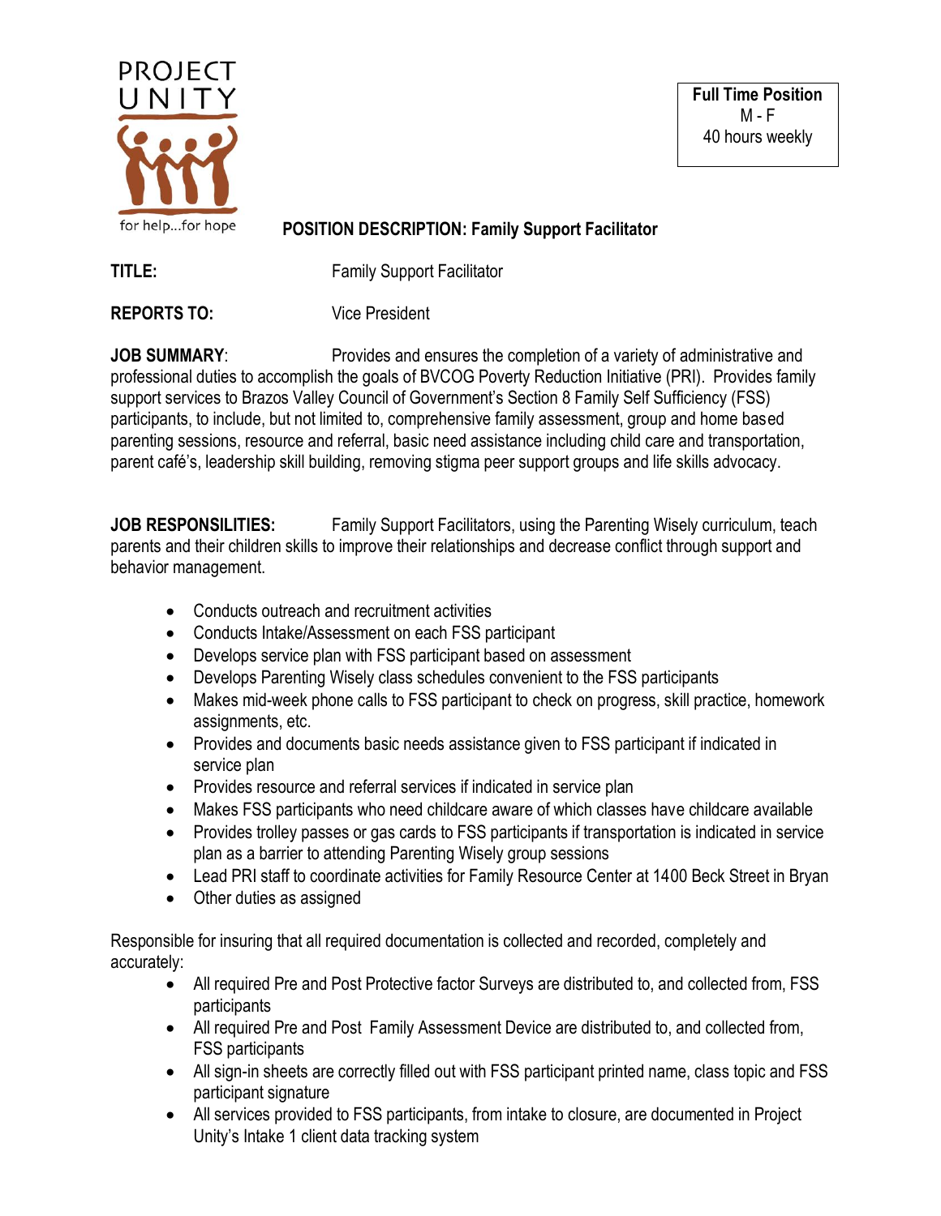PROJECT UNITY

for help...for hope

**Full Time Position**
M - F
40 hours weekly

## POSITION DESCRIPTION: Family Support Facilitator

**TITLE:** Family Support Facilitator

**REPORTS TO:** Vice President

**JOB SUMMARY**: Provides and ensures the completion of a variety of administrative and professional duties to accomplish the goals of BVCOG Poverty Reduction Initiative (PRI). Provides family support services to Brazos Valley Council of Government's Section 8 Family Self Sufficiency (FSS) participants, to include, but not limited to, comprehensive family assessment, group and home based parenting sessions, resource and referral, basic need assistance including child care and transportation, parent café's, leadership skill building, removing stigma peer support groups and life skills advocacy.

**JOB RESPONSILITIES:** Family Support Facilitators, using the Parenting Wisely curriculum, teach parents and their children skills to improve their relationships and decrease conflict through support and behavior management.

- Conducts outreach and recruitment activities
- Conducts Intake/Assessment on each FSS participant
- Develops service plan with FSS participant based on assessment
- Develops Parenting Wisely class schedules convenient to the FSS participants
- Makes mid-week phone calls to FSS participant to check on progress, skill practice, homework assignments, etc.
- Provides and documents basic needs assistance given to FSS participant if indicated in service plan
- Provides resource and referral services if indicated in service plan
- Makes FSS participants who need childcare aware of which classes have childcare available
- Provides trolley passes or gas cards to FSS participants if transportation is indicated in service plan as a barrier to attending Parenting Wisely group sessions
- Lead PRI staff to coordinate activities for Family Resource Center at 1400 Beck Street in Bryan
- Other duties as assigned

Responsible for insuring that all required documentation is collected and recorded, completely and accurately:

- All required Pre and Post Protective factor Surveys are distributed to, and collected from, FSS participants
- All required Pre and Post Family Assessment Device are distributed to, and collected from, FSS participants
- All sign-in sheets are correctly filled out with FSS participant printed name, class topic and FSS participant signature
- All services provided to FSS participants, from intake to closure, are documented in Project Unity's Intake 1 client data tracking system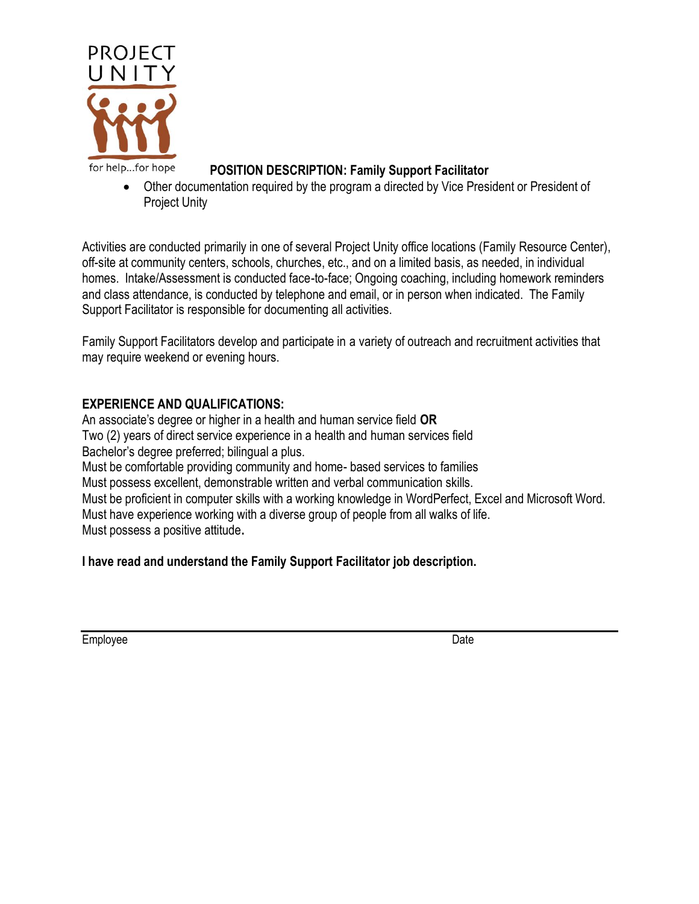**POSITION DESCRIPTION: Family Support Facilitator**

- Other documentation required by the program a directed by Vice President or President of Project Unity

Activities are conducted primarily in one of several Project Unity office locations (Family Resource Center), off-site at community centers, schools, churches, etc., and on a limited basis, as needed, in individual homes. Intake/Assessment is conducted face-to-face; Ongoing coaching, including homework reminders and class attendance, is conducted by telephone and email, or in person when indicated. The Family Support Facilitator is responsible for documenting all activities.

Family Support Facilitators develop and participate in a variety of outreach and recruitment activities that may require weekend or evening hours.

**EXPERIENCE AND QUALIFICATIONS:**

An associate's degree or higher in a health and human service field **OR**
Two (2) years of direct service experience in a health and human services field
Bachelor's degree preferred; bilingual a plus.
Must be comfortable providing community and home- based services to families
Must possess excellent, demonstrable written and verbal communication skills.
Must be proficient in computer skills with a working knowledge in WordPerfect, Excel and Microsoft Word.
Must have experience working with a diverse group of people from all walks of life.
Must possess a positive attitude.

**I have read and understand the Family Support Facilitator job description.**

Employee Date